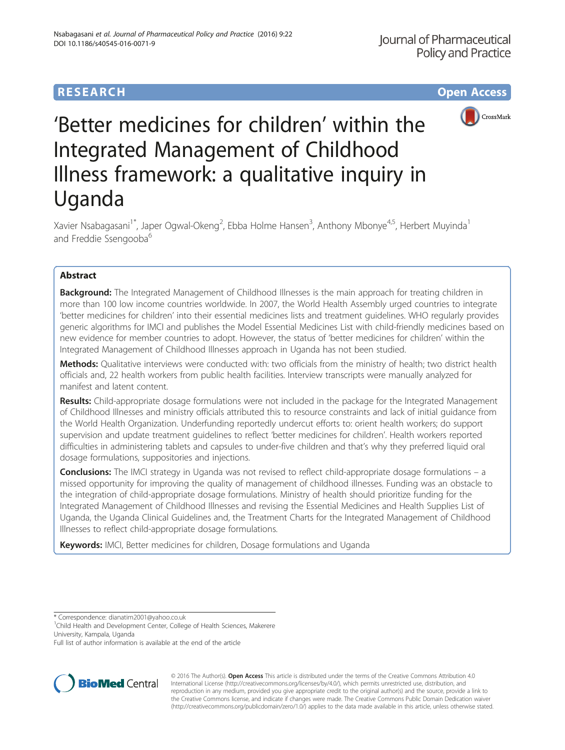RESEARCH

Open Access

# 'Better medicines for children' within the Integrated Management of Childhood Illness framework: a qualitative inquiry in Uganda

Xavier Nsabagasani[1*], Japer Ogwal-Okeng[2], Ebba Holme Hansen[3], Anthony Mbonye[4,5], Herbert Muyinda[1] and Freddie Ssengooba[6]

## Abstract

**Background:** The Integrated Management of Childhood Illnesses is the main approach for treating children in more than 100 low income countries worldwide. In 2007, the World Health Assembly urged countries to integrate 'better medicines for children' into their essential medicines lists and treatment guidelines. WHO regularly provides generic algorithms for IMCI and publishes the Model Essential Medicines List with child-friendly medicines based on new evidence for member countries to adopt. However, the status of 'better medicines for children' within the Integrated Management of Childhood Illnesses approach in Uganda has not been studied.

**Methods:** Qualitative interviews were conducted with: two officials from the ministry of health; two district health officials and, 22 health workers from public health facilities. Interview transcripts were manually analyzed for manifest and latent content.

**Results:** Child-appropriate dosage formulations were not included in the package for the Integrated Management of Childhood Illnesses and ministry officials attributed this to resource constraints and lack of initial guidance from the World Health Organization. Underfunding reportedly undercut efforts to: orient health workers; do support supervision and update treatment guidelines to reflect 'better medicines for children'. Health workers reported difficulties in administering tablets and capsules to under-five children and that's why they preferred liquid oral dosage formulations, suppositories and injections.

**Conclusions:** The IMCI strategy in Uganda was not revised to reflect child-appropriate dosage formulations – a missed opportunity for improving the quality of management of childhood illnesses. Funding was an obstacle to the integration of child-appropriate dosage formulations. Ministry of health should prioritize funding for the Integrated Management of Childhood Illnesses and revising the Essential Medicines and Health Supplies List of Uganda, the Uganda Clinical Guidelines and, the Treatment Charts for the Integrated Management of Childhood Illnesses to reflect child-appropriate dosage formulations.

**Keywords:** IMCI, Better medicines for children, Dosage formulations and Uganda

---

\* Correspondence: dianatim2001@yahoo.co.uk

[1]Child Health and Development Center, College of Health Sciences, Makerere University, Kampala, Uganda

Full list of author information is available at the end of the article

© 2016 The Author(s). **Open Access** This article is distributed under the terms of the Creative Commons Attribution 4.0 International License (http://creativecommons.org/licenses/by/4.0/), which permits unrestricted use, distribution, and reproduction in any medium, provided you give appropriate credit to the original author(s) and the source, provide a link to the Creative Commons license, and indicate if changes were made. The Creative Commons Public Domain Dedication waiver (http://creativecommons.org/publicdomain/zero/1.0/) applies to the data made available in this article, unless otherwise stated.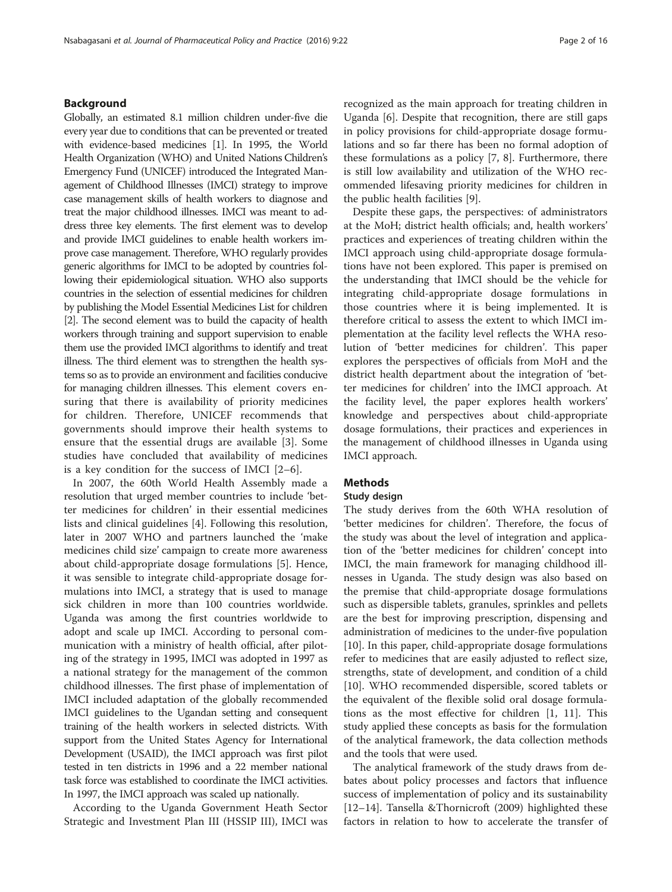## Background

Globally, an estimated 8.1 million children under-five die every year due to conditions that can be prevented or treated with evidence-based medicines [1]. In 1995, the World Health Organization (WHO) and United Nations Children's Emergency Fund (UNICEF) introduced the Integrated Management of Childhood Illnesses (IMCI) strategy to improve case management skills of health workers to diagnose and treat the major childhood illnesses. IMCI was meant to address three key elements. The first element was to develop and provide IMCI guidelines to enable health workers improve case management. Therefore, WHO regularly provides generic algorithms for IMCI to be adopted by countries following their epidemiological situation. WHO also supports countries in the selection of essential medicines for children by publishing the Model Essential Medicines List for children [2]. The second element was to build the capacity of health workers through training and support supervision to enable them use the provided IMCI algorithms to identify and treat illness. The third element was to strengthen the health systems so as to provide an environment and facilities conducive for managing children illnesses. This element covers ensuring that there is availability of priority medicines for children. Therefore, UNICEF recommends that governments should improve their health systems to ensure that the essential drugs are available [3]. Some studies have concluded that availability of medicines is a key condition for the success of IMCI [2–6].

In 2007, the 60th World Health Assembly made a resolution that urged member countries to include 'better medicines for children' in their essential medicines lists and clinical guidelines [4]. Following this resolution, later in 2007 WHO and partners launched the 'make medicines child size' campaign to create more awareness about child-appropriate dosage formulations [5]. Hence, it was sensible to integrate child-appropriate dosage formulations into IMCI, a strategy that is used to manage sick children in more than 100 countries worldwide. Uganda was among the first countries worldwide to adopt and scale up IMCI. According to personal communication with a ministry of health official, after piloting of the strategy in 1995, IMCI was adopted in 1997 as a national strategy for the management of the common childhood illnesses. The first phase of implementation of IMCI included adaptation of the globally recommended IMCI guidelines to the Ugandan setting and consequent training of the health workers in selected districts. With support from the United States Agency for International Development (USAID), the IMCI approach was first pilot tested in ten districts in 1996 and a 22 member national task force was established to coordinate the IMCI activities. In 1997, the IMCI approach was scaled up nationally.

According to the Uganda Government Heath Sector Strategic and Investment Plan III (HSSIP III), IMCI was recognized as the main approach for treating children in Uganda [6]. Despite that recognition, there are still gaps in policy provisions for child-appropriate dosage formulations and so far there has been no formal adoption of these formulations as a policy [7, 8]. Furthermore, there is still low availability and utilization of the WHO recommended lifesaving priority medicines for children in the public health facilities [9].

Despite these gaps, the perspectives: of administrators at the MoH; district health officials; and, health workers' practices and experiences of treating children within the IMCI approach using child-appropriate dosage formulations have not been explored. This paper is premised on the understanding that IMCI should be the vehicle for integrating child-appropriate dosage formulations in those countries where it is being implemented. It is therefore critical to assess the extent to which IMCI implementation at the facility level reflects the WHA resolution of 'better medicines for children'. This paper explores the perspectives of officials from MoH and the district health department about the integration of 'better medicines for children' into the IMCI approach. At the facility level, the paper explores health workers' knowledge and perspectives about child-appropriate dosage formulations, their practices and experiences in the management of childhood illnesses in Uganda using IMCI approach.

## Methods

### Study design

The study derives from the 60th WHA resolution of 'better medicines for children'. Therefore, the focus of the study was about the level of integration and application of the 'better medicines for children' concept into IMCI, the main framework for managing childhood illnesses in Uganda. The study design was also based on the premise that child-appropriate dosage formulations such as dispersible tablets, granules, sprinkles and pellets are the best for improving prescription, dispensing and administration of medicines to the under-five population [10]. In this paper, child-appropriate dosage formulations refer to medicines that are easily adjusted to reflect size, strengths, state of development, and condition of a child [10]. WHO recommended dispersible, scored tablets or the equivalent of the flexible solid oral dosage formulations as the most effective for children [1, 11]. This study applied these concepts as basis for the formulation of the analytical framework, the data collection methods and the tools that were used.

The analytical framework of the study draws from debates about policy processes and factors that influence success of implementation of policy and its sustainability [12–14]. Tansella &Thornicroft (2009) highlighted these factors in relation to how to accelerate the transfer of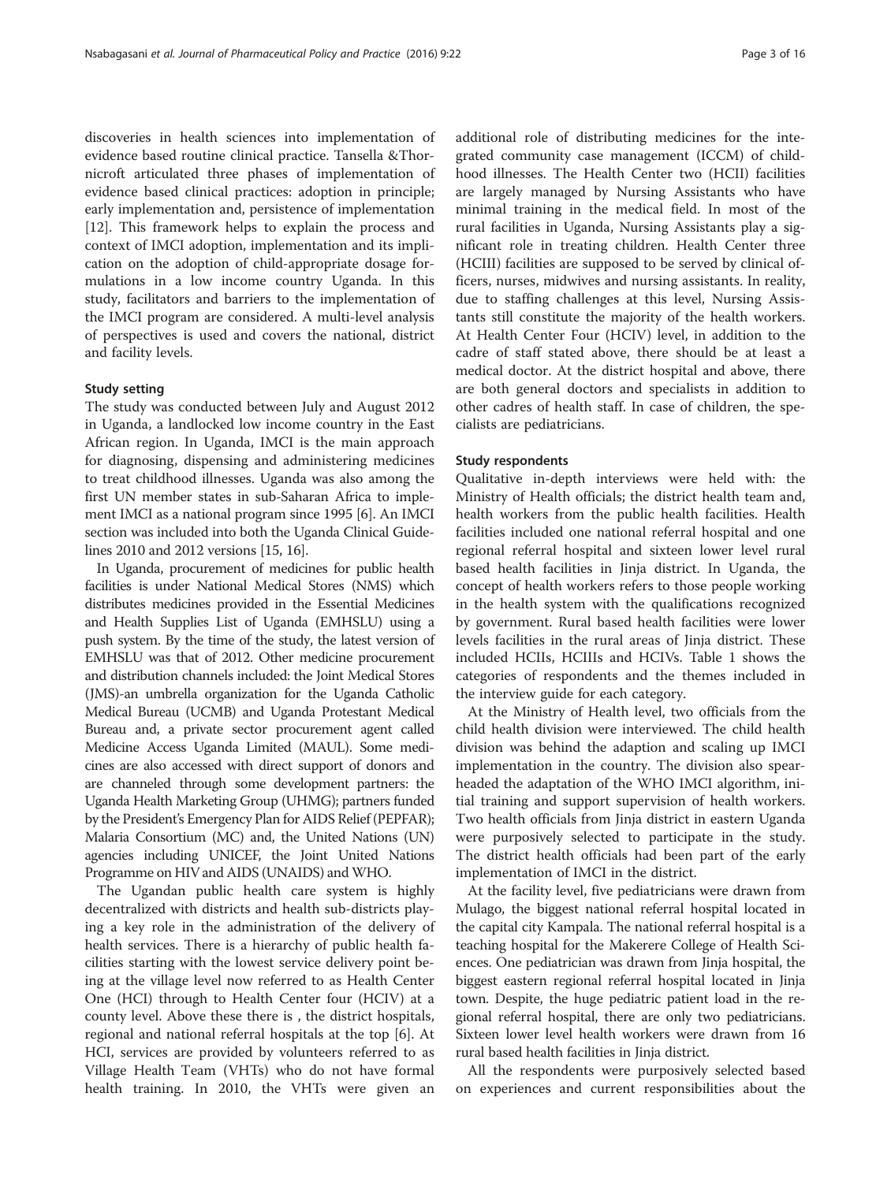discoveries in health sciences into implementation of evidence based routine clinical practice. Tansella &Thornicroft articulated three phases of implementation of evidence based clinical practices: adoption in principle; early implementation and, persistence of implementation [12]. This framework helps to explain the process and context of IMCI adoption, implementation and its implication on the adoption of child-appropriate dosage formulations in a low income country Uganda. In this study, facilitators and barriers to the implementation of the IMCI program are considered. A multi-level analysis of perspectives is used and covers the national, district and facility levels.

### Study setting

The study was conducted between July and August 2012 in Uganda, a landlocked low income country in the East African region. In Uganda, IMCI is the main approach for diagnosing, dispensing and administering medicines to treat childhood illnesses. Uganda was also among the first UN member states in sub-Saharan Africa to implement IMCI as a national program since 1995 [6]. An IMCI section was included into both the Uganda Clinical Guidelines 2010 and 2012 versions [15, 16].

In Uganda, procurement of medicines for public health facilities is under National Medical Stores (NMS) which distributes medicines provided in the Essential Medicines and Health Supplies List of Uganda (EMHSLU) using a push system. By the time of the study, the latest version of EMHSLU was that of 2012. Other medicine procurement and distribution channels included: the Joint Medical Stores (JMS)-an umbrella organization for the Uganda Catholic Medical Bureau (UCMB) and Uganda Protestant Medical Bureau and, a private sector procurement agent called Medicine Access Uganda Limited (MAUL). Some medicines are also accessed with direct support of donors and are channeled through some development partners: the Uganda Health Marketing Group (UHMG); partners funded by the President's Emergency Plan for AIDS Relief (PEPFAR); Malaria Consortium (MC) and, the United Nations (UN) agencies including UNICEF, the Joint United Nations Programme on HIV and AIDS (UNAIDS) and WHO.

The Ugandan public health care system is highly decentralized with districts and health sub-districts playing a key role in the administration of the delivery of health services. There is a hierarchy of public health facilities starting with the lowest service delivery point being at the village level now referred to as Health Center One (HCI) through to Health Center four (HCIV) at a county level. Above these there is , the district hospitals, regional and national referral hospitals at the top [6]. At HCI, services are provided by volunteers referred to as Village Health Team (VHTs) who do not have formal health training. In 2010, the VHTs were given an additional role of distributing medicines for the integrated community case management (ICCM) of childhood illnesses. The Health Center two (HCII) facilities are largely managed by Nursing Assistants who have minimal training in the medical field. In most of the rural facilities in Uganda, Nursing Assistants play a significant role in treating children. Health Center three (HCIII) facilities are supposed to be served by clinical officers, nurses, midwives and nursing assistants. In reality, due to staffing challenges at this level, Nursing Assistants still constitute the majority of the health workers. At Health Center Four (HCIV) level, in addition to the cadre of staff stated above, there should be at least a medical doctor. At the district hospital and above, there are both general doctors and specialists in addition to other cadres of health staff. In case of children, the specialists are pediatricians.

### Study respondents

Qualitative in-depth interviews were held with: the Ministry of Health officials; the district health team and, health workers from the public health facilities. Health facilities included one national referral hospital and one regional referral hospital and sixteen lower level rural based health facilities in Jinja district. In Uganda, the concept of health workers refers to those people working in the health system with the qualifications recognized by government. Rural based health facilities were lower levels facilities in the rural areas of Jinja district. These included HCIIs, HCIIIs and HCIVs. Table 1 shows the categories of respondents and the themes included in the interview guide for each category.

At the Ministry of Health level, two officials from the child health division were interviewed. The child health division was behind the adaption and scaling up IMCI implementation in the country. The division also spearheaded the adaptation of the WHO IMCI algorithm, initial training and support supervision of health workers. Two health officials from Jinja district in eastern Uganda were purposively selected to participate in the study. The district health officials had been part of the early implementation of IMCI in the district.

At the facility level, five pediatricians were drawn from Mulago, the biggest national referral hospital located in the capital city Kampala. The national referral hospital is a teaching hospital for the Makerere College of Health Sciences. One pediatrician was drawn from Jinja hospital, the biggest eastern regional referral hospital located in Jinja town. Despite, the huge pediatric patient load in the regional referral hospital, there are only two pediatricians. Sixteen lower level health workers were drawn from 16 rural based health facilities in Jinja district.

All the respondents were purposively selected based on experiences and current responsibilities about the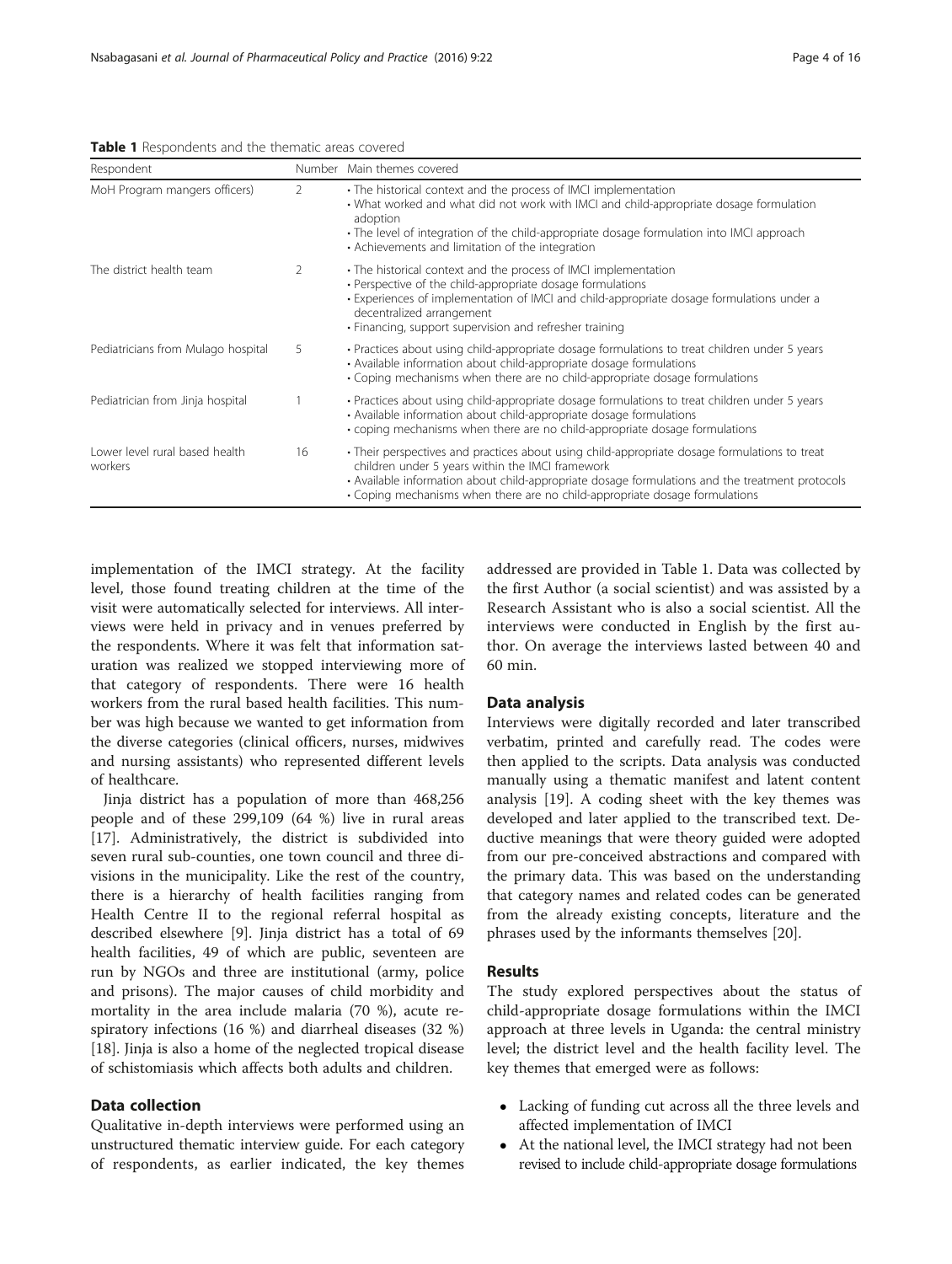**Table 1** Respondents and the thematic areas covered

| Respondent | Number | Main themes covered |
| --- | --- | --- |
| MoH Program mangers officers) | 2 | • The historical context and the process of IMCI implementation<br>• What worked and what did not work with IMCI and child-appropriate dosage formulation adoption<br>• The level of integration of the child-appropriate dosage formulation into IMCI approach<br>• Achievements and limitation of the integration |
| The district health team | 2 | • The historical context and the process of IMCI implementation<br>• Perspective of the child-appropriate dosage formulations<br>• Experiences of implementation of IMCI and child-appropriate dosage formulations under a decentralized arrangement<br>• Financing, support supervision and refresher training |
| Pediatricians from Mulago hospital | 5 | • Practices about using child-appropriate dosage formulations to treat children under 5 years<br>• Available information about child-appropriate dosage formulations<br>• Coping mechanisms when there are no child-appropriate dosage formulations |
| Pediatrician from Jinja hospital | 1 | • Practices about using child-appropriate dosage formulations to treat children under 5 years<br>• Available information about child-appropriate dosage formulations<br>• coping mechanisms when there are no child-appropriate dosage formulations |
| Lower level rural based health workers | 16 | • Their perspectives and practices about using child-appropriate dosage formulations to treat children under 5 years within the IMCI framework<br>• Available information about child-appropriate dosage formulations and the treatment protocols<br>• Coping mechanisms when there are no child-appropriate dosage formulations |

implementation of the IMCI strategy. At the facility level, those found treating children at the time of the visit were automatically selected for interviews. All interviews were held in privacy and in venues preferred by the respondents. Where it was felt that information saturation was realized we stopped interviewing more of that category of respondents. There were 16 health workers from the rural based health facilities. This number was high because we wanted to get information from the diverse categories (clinical officers, nurses, midwives and nursing assistants) who represented different levels of healthcare.

Jinja district has a population of more than 468,256 people and of these 299,109 (64 %) live in rural areas [17]. Administratively, the district is subdivided into seven rural sub-counties, one town council and three divisions in the municipality. Like the rest of the country, there is a hierarchy of health facilities ranging from Health Centre II to the regional referral hospital as described elsewhere [9]. Jinja district has a total of 69 health facilities, 49 of which are public, seventeen are run by NGOs and three are institutional (army, police and prisons). The major causes of child morbidity and mortality in the area include malaria (70 %), acute respiratory infections (16 %) and diarrheal diseases (32 %) [18]. Jinja is also a home of the neglected tropical disease of schistomiasis which affects both adults and children.

## Data collection

Qualitative in-depth interviews were performed using an unstructured thematic interview guide. For each category of respondents, as earlier indicated, the key themes addressed are provided in Table 1. Data was collected by the first Author (a social scientist) and was assisted by a Research Assistant who is also a social scientist. All the interviews were conducted in English by the first author. On average the interviews lasted between 40 and 60 min.

## Data analysis

Interviews were digitally recorded and later transcribed verbatim, printed and carefully read. The codes were then applied to the scripts. Data analysis was conducted manually using a thematic manifest and latent content analysis [19]. A coding sheet with the key themes was developed and later applied to the transcribed text. Deductive meanings that were theory guided were adopted from our pre-conceived abstractions and compared with the primary data. This was based on the understanding that category names and related codes can be generated from the already existing concepts, literature and the phrases used by the informants themselves [20].

## Results

The study explored perspectives about the status of child-appropriate dosage formulations within the IMCI approach at three levels in Uganda: the central ministry level; the district level and the health facility level. The key themes that emerged were as follows:

- Lacking of funding cut across all the three levels and affected implementation of IMCI
- At the national level, the IMCI strategy had not been revised to include child-appropriate dosage formulations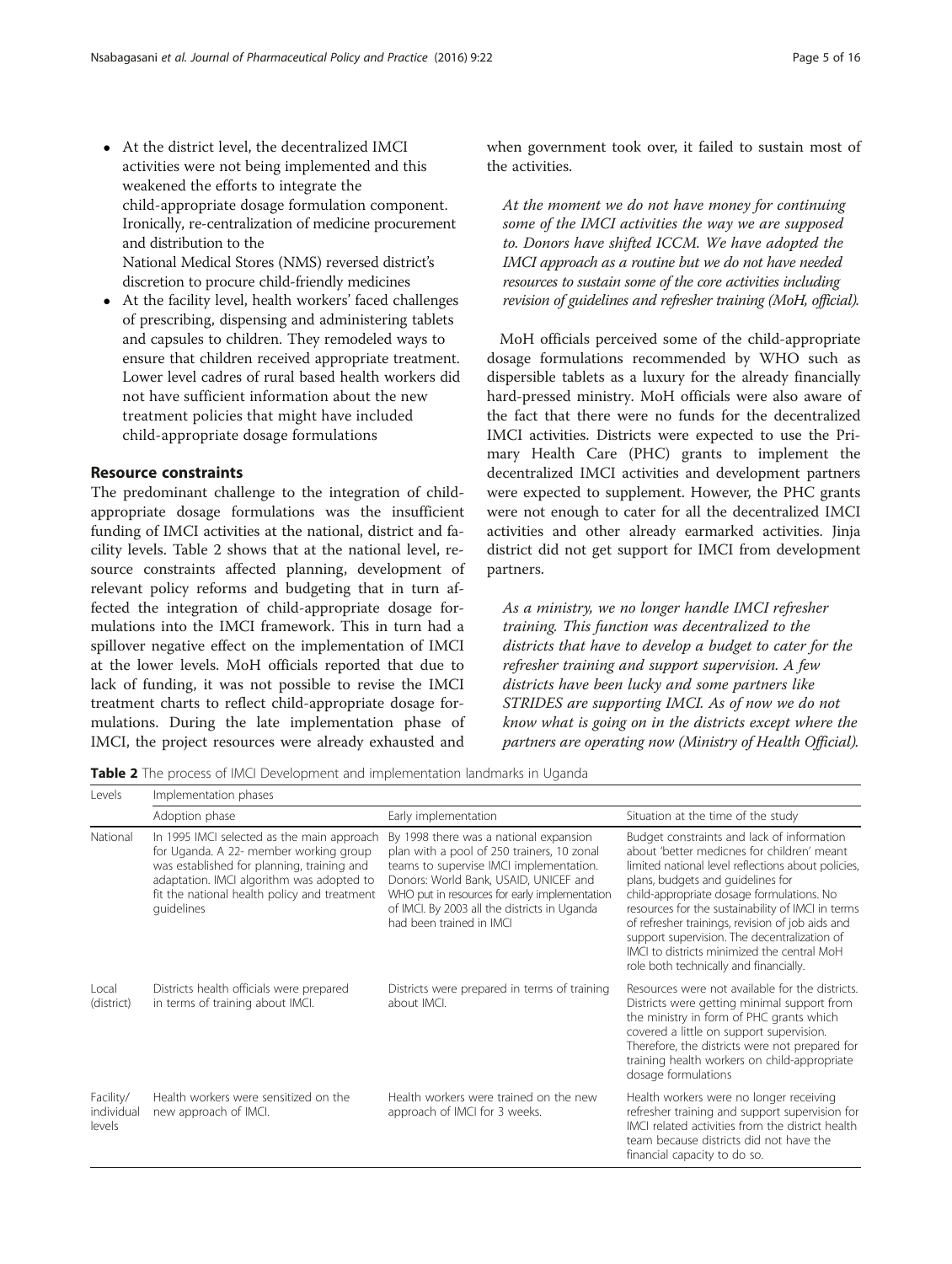- At the district level, the decentralized IMCI activities were not being implemented and this weakened the efforts to integrate the child-appropriate dosage formulation component. Ironically, re-centralization of medicine procurement and distribution to the National Medical Stores (NMS) reversed district's discretion to procure child-friendly medicines
- At the facility level, health workers' faced challenges of prescribing, dispensing and administering tablets and capsules to children. They remodeled ways to ensure that children received appropriate treatment. Lower level cadres of rural based health workers did not have sufficient information about the new treatment policies that might have included child-appropriate dosage formulations

## Resource constraints

The predominant challenge to the integration of child-appropriate dosage formulations was the insufficient funding of IMCI activities at the national, district and facility levels. Table 2 shows that at the national level, resource constraints affected planning, development of relevant policy reforms and budgeting that in turn affected the integration of child-appropriate dosage formulations into the IMCI framework. This in turn had a spillover negative effect on the implementation of IMCI at the lower levels. MoH officials reported that due to lack of funding, it was not possible to revise the IMCI treatment charts to reflect child-appropriate dosage formulations. During the late implementation phase of IMCI, the project resources were already exhausted and when government took over, it failed to sustain most of the activities.

> *At the moment we do not have money for continuing some of the IMCI activities the way we are supposed to. Donors have shifted ICCM. We have adopted the IMCI approach as a routine but we do not have needed resources to sustain some of the core activities including revision of guidelines and refresher training (MoH, official).*

MoH officials perceived some of the child-appropriate dosage formulations recommended by WHO such as dispersible tablets as a luxury for the already financially hard-pressed ministry. MoH officials were also aware of the fact that there were no funds for the decentralized IMCI activities. Districts were expected to use the Primary Health Care (PHC) grants to implement the decentralized IMCI activities and development partners were expected to supplement. However, the PHC grants were not enough to cater for all the decentralized IMCI activities and other already earmarked activities. Jinja district did not get support for IMCI from development partners.

> *As a ministry, we no longer handle IMCI refresher training. This function was decentralized to the districts that have to develop a budget to cater for the refresher training and support supervision. A few districts have been lucky and some partners like STRIDES are supporting IMCI. As of now we do not know what is going on in the districts except where the partners are operating now (Ministry of Health Official).*

**Table 2** The process of IMCI Development and implementation landmarks in Uganda

| Levels | Implementation phases | | |
|---|---|---|---|
| | Adoption phase | Early implementation | Situation at the time of the study |
| National | In 1995 IMCI selected as the main approach for Uganda. A 22- member working group was established for planning, training and adaptation. IMCI algorithm was adopted to fit the national health policy and treatment guidelines | By 1998 there was a national expansion plan with a pool of 250 trainers, 10 zonal teams to supervise IMCI implementation. Donors: World Bank, USAID, UNICEF and WHO put in resources for early implementation of IMCI. By 2003 all the districts in Uganda had been trained in IMCI | Budget constraints and lack of information about 'better medicnes for children' meant limited national level reflections about policies, plans, budgets and guidelines for child-appropriate dosage formulations. No resources for the sustainability of IMCI in terms of refresher trainings, revision of job aids and support supervision. The decentralization of IMCI to districts minimized the central MoH role both technically and financially. |
| Local (district) | Districts health officials were prepared in terms of training about IMCI. | Districts were prepared in terms of training about IMCI. | Resources were not available for the districts. Districts were getting minimal support from the ministry in form of PHC grants which covered a little on support supervision. Therefore, the districts were not prepared for training health workers on child-appropriate dosage formulations |
| Facility/ individual levels | Health workers were sensitized on the new approach of IMCI. | Health workers were trained on the new approach of IMCI for 3 weeks. | Health workers were no longer receiving refresher training and support supervision for IMCI related activities from the district health team because districts did not have the financial capacity to do so. |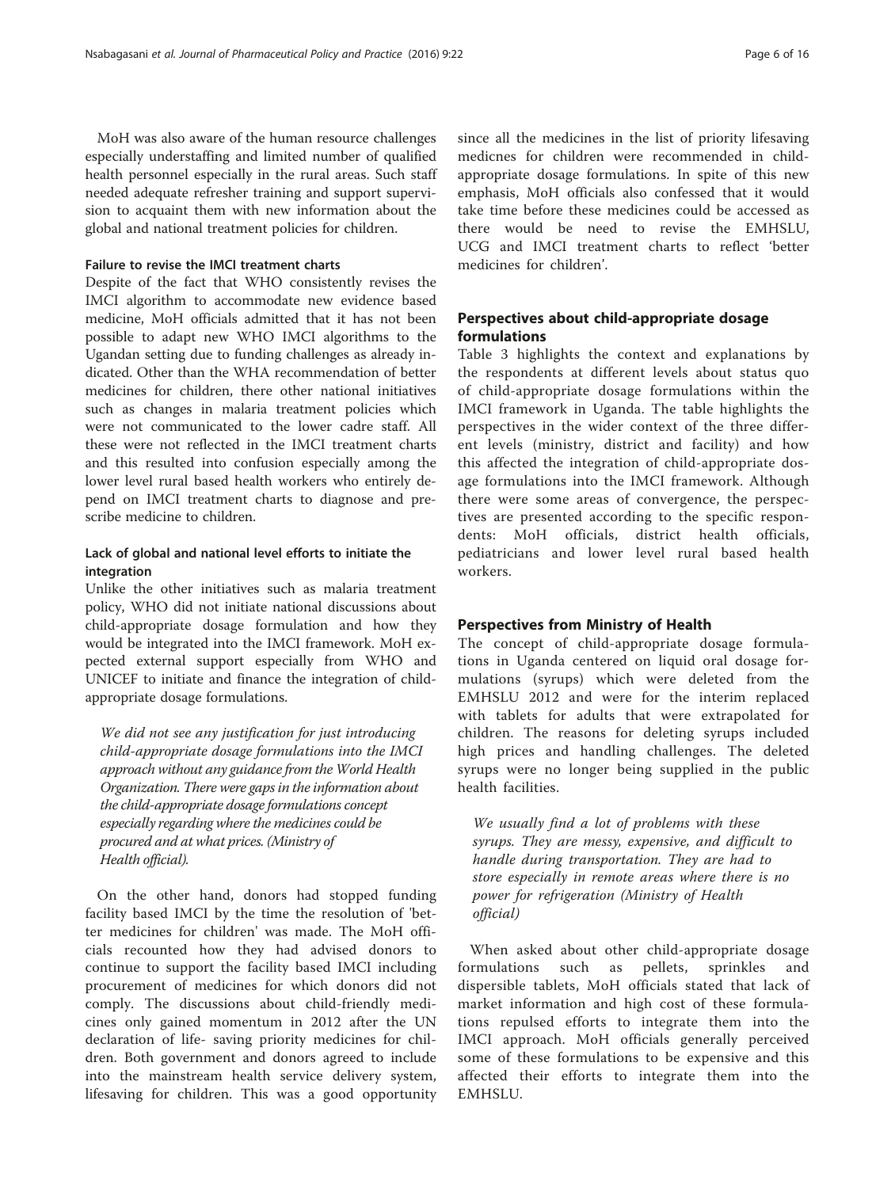MoH was also aware of the human resource challenges especially understaffing and limited number of qualified health personnel especially in the rural areas. Such staff needed adequate refresher training and support supervision to acquaint them with new information about the global and national treatment policies for children.

#### Failure to revise the IMCI treatment charts

Despite of the fact that WHO consistently revises the IMCI algorithm to accommodate new evidence based medicine, MoH officials admitted that it has not been possible to adapt new WHO IMCI algorithms to the Ugandan setting due to funding challenges as already indicated. Other than the WHA recommendation of better medicines for children, there other national initiatives such as changes in malaria treatment policies which were not communicated to the lower cadre staff. All these were not reflected in the IMCI treatment charts and this resulted into confusion especially among the lower level rural based health workers who entirely depend on IMCI treatment charts to diagnose and prescribe medicine to children.

#### Lack of global and national level efforts to initiate the integration

Unlike the other initiatives such as malaria treatment policy, WHO did not initiate national discussions about child-appropriate dosage formulation and how they would be integrated into the IMCI framework. MoH expected external support especially from WHO and UNICEF to initiate and finance the integration of child-appropriate dosage formulations.

> *We did not see any justification for just introducing child-appropriate dosage formulations into the IMCI approach without any guidance from the World Health Organization. There were gaps in the information about the child-appropriate dosage formulations concept especially regarding where the medicines could be procured and at what prices. (Ministry of Health official).*

On the other hand, donors had stopped funding facility based IMCI by the time the resolution of 'better medicines for children' was made. The MoH officials recounted how they had advised donors to continue to support the facility based IMCI including procurement of medicines for which donors did not comply. The discussions about child-friendly medicines only gained momentum in 2012 after the UN declaration of life- saving priority medicines for children. Both government and donors agreed to include into the mainstream health service delivery system, lifesaving for children. This was a good opportunity since all the medicines in the list of priority lifesaving medicnes for children were recommended in child-appropriate dosage formulations. In spite of this new emphasis, MoH officials also confessed that it would take time before these medicines could be accessed as there would be need to revise the EMHSLU, UCG and IMCI treatment charts to reflect 'better medicines for children'.

## Perspectives about child-appropriate dosage formulations

Table 3 highlights the context and explanations by the respondents at different levels about status quo of child-appropriate dosage formulations within the IMCI framework in Uganda. The table highlights the perspectives in the wider context of the three different levels (ministry, district and facility) and how this affected the integration of child-appropriate dosage formulations into the IMCI framework. Although there were some areas of convergence, the perspectives are presented according to the specific respondents: MoH officials, district health officials, pediatricians and lower level rural based health workers.

### Perspectives from Ministry of Health

The concept of child-appropriate dosage formulations in Uganda centered on liquid oral dosage formulations (syrups) which were deleted from the EMHSLU 2012 and were for the interim replaced with tablets for adults that were extrapolated for children. The reasons for deleting syrups included high prices and handling challenges. The deleted syrups were no longer being supplied in the public health facilities.

> *We usually find a lot of problems with these syrups. They are messy, expensive, and difficult to handle during transportation. They are had to store especially in remote areas where there is no power for refrigeration (Ministry of Health official)*

When asked about other child-appropriate dosage formulations such as pellets, sprinkles and dispersible tablets, MoH officials stated that lack of market information and high cost of these formulations repulsed efforts to integrate them into the IMCI approach. MoH officials generally perceived some of these formulations to be expensive and this affected their efforts to integrate them into the EMHSLU.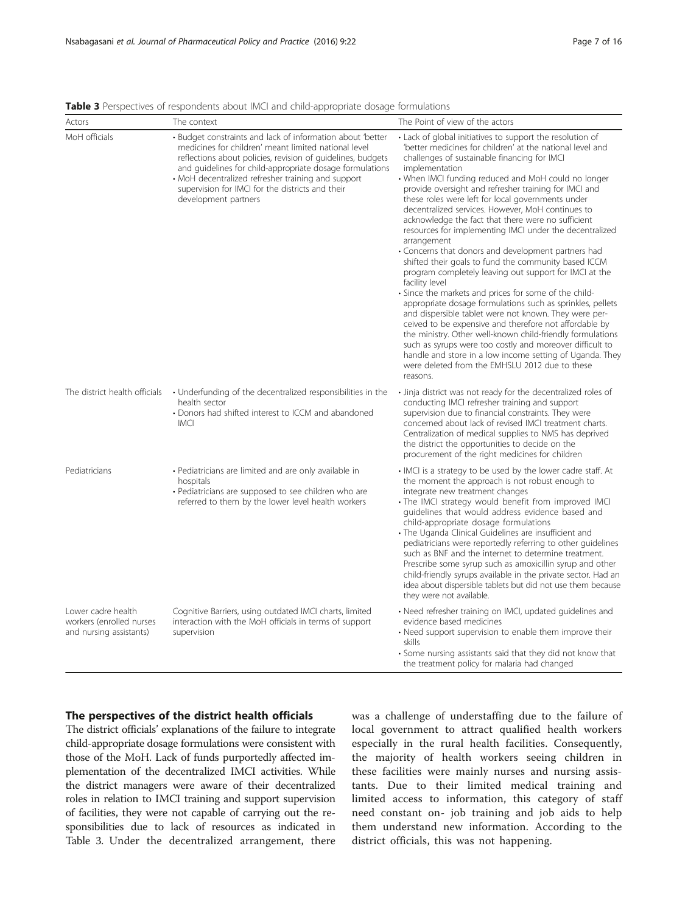**Table 3** Perspectives of respondents about IMCI and child-appropriate dosage formulations

| Actors | The context | The Point of view of the actors |
| --- | --- | --- |
| MoH officials | • Budget constraints and lack of information about 'better medicines for children' meant limited national level reflections about policies, revision of guidelines, budgets and guidelines for child-appropriate dosage formulations<br>• MoH decentralized refresher training and support supervision for IMCI for the districts and their development partners | • Lack of global initiatives to support the resolution of 'better medicines for children' at the national level and challenges of sustainable financing for IMCI implementation<br>• When IMCI funding reduced and MoH could no longer provide oversight and refresher training for IMCI and these roles were left for local governments under decentralized services. However, MoH continues to acknowledge the fact that there were no sufficient resources for implementing IMCI under the decentralized arrangement<br>• Concerns that donors and development partners had shifted their goals to fund the community based ICCM program completely leaving out support for IMCI at the facility level<br>• Since the markets and prices for some of the child-appropriate dosage formulations such as sprinkles, pellets and dispersible tablet were not known. They were perceived to be expensive and therefore not affordable by the ministry. Other well-known child-friendly formulations such as syrups were too costly and moreover difficult to handle and store in a low income setting of Uganda. They were deleted from the EMHSLU 2012 due to these reasons. |
| The district health officials | • Underfunding of the decentralized responsibilities in the health sector<br>• Donors had shifted interest to ICCM and abandoned IMCI | • Jinja district was not ready for the decentralized roles of conducting IMCI refresher training and support supervision due to financial constraints. They were concerned about lack of revised IMCI treatment charts. Centralization of medical supplies to NMS has deprived the district the opportunities to decide on the procurement of the right medicines for children |
| Pediatricians | • Pediatricians are limited and are only available in hospitals<br>• Pediatricians are supposed to see children who are referred to them by the lower level health workers | • IMCI is a strategy to be used by the lower cadre staff. At the moment the approach is not robust enough to integrate new treatment changes<br>• The IMCI strategy would benefit from improved IMCI guidelines that would address evidence based and child-appropriate dosage formulations<br>• The Uganda Clinical Guidelines are insufficient and pediatricians were reportedly referring to other guidelines such as BNF and the internet to determine treatment. Prescribe some syrup such as amoxicillin syrup and other child-friendly syrups available in the private sector. Had an idea about dispersible tablets but did not use them because they were not available. |
| Lower cadre health workers (enrolled nurses and nursing assistants) | Cognitive Barriers, using outdated IMCI charts, limited interaction with the MoH officials in terms of support supervision | • Need refresher training on IMCI, updated guidelines and evidence based medicines<br>• Need support supervision to enable them improve their skills<br>• Some nursing assistants said that they did not know that the treatment policy for malaria had changed |

## The perspectives of the district health officials

The district officials' explanations of the failure to integrate child-appropriate dosage formulations were consistent with those of the MoH. Lack of funds purportedly affected implementation of the decentralized IMCI activities. While the district managers were aware of their decentralized roles in relation to IMCI training and support supervision of facilities, they were not capable of carrying out the responsibilities due to lack of resources as indicated in Table 3. Under the decentralized arrangement, there was a challenge of understaffing due to the failure of local government to attract qualified health workers especially in the rural health facilities. Consequently, the majority of health workers seeing children in these facilities were mainly nurses and nursing assistants. Due to their limited medical training and limited access to information, this category of staff need constant on- job training and job aids to help them understand new information. According to the district officials, this was not happening.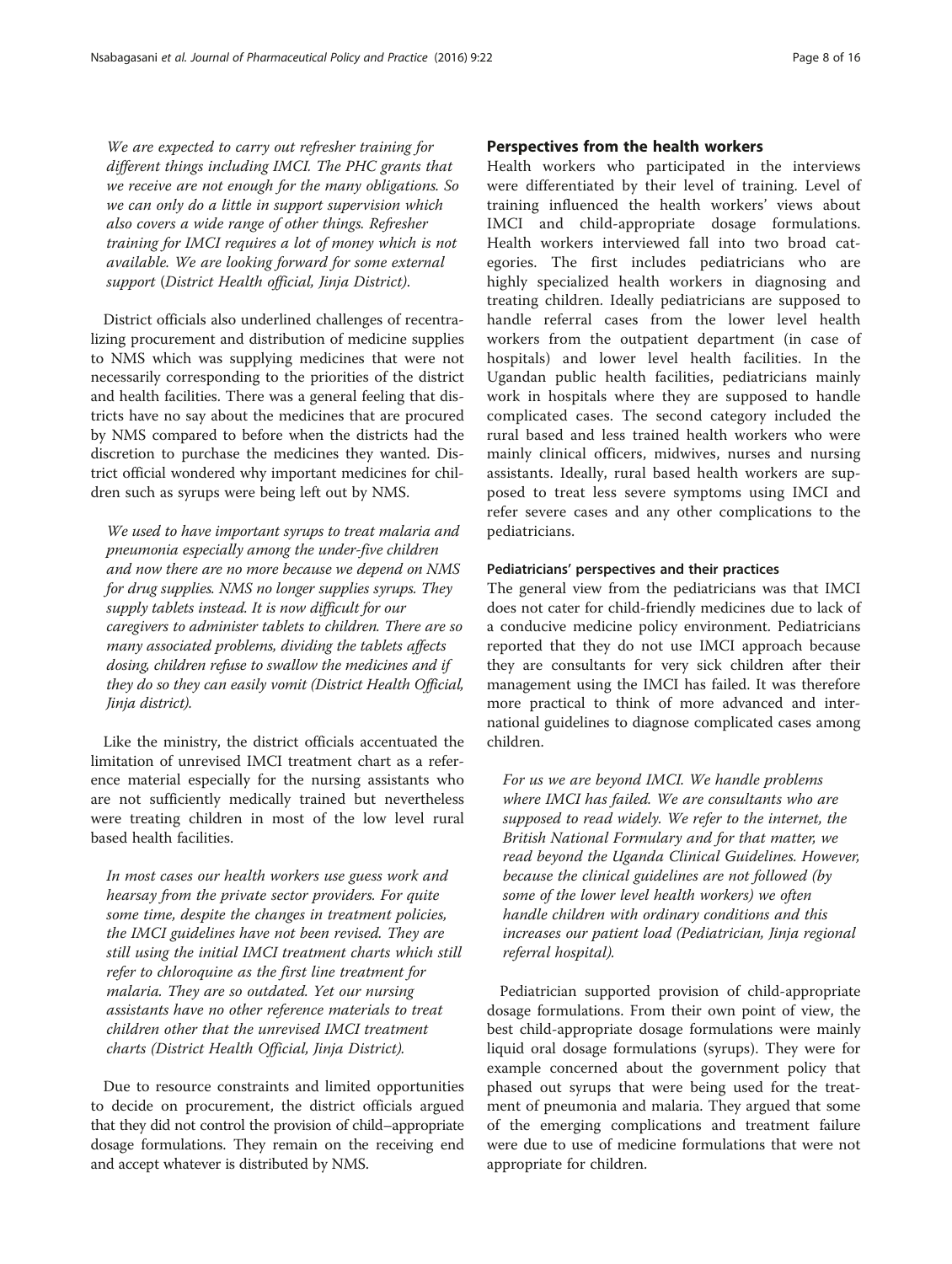*We are expected to carry out refresher training for different things including IMCI. The PHC grants that we receive are not enough for the many obligations. So we can only do a little in support supervision which also covers a wide range of other things. Refresher training for IMCI requires a lot of money which is not available. We are looking forward for some external support (District Health official, Jinja District).*

District officials also underlined challenges of recentralizing procurement and distribution of medicine supplies to NMS which was supplying medicines that were not necessarily corresponding to the priorities of the district and health facilities. There was a general feeling that districts have no say about the medicines that are procured by NMS compared to before when the districts had the discretion to purchase the medicines they wanted. District official wondered why important medicines for children such as syrups were being left out by NMS.

*We used to have important syrups to treat malaria and pneumonia especially among the under-five children and now there are no more because we depend on NMS for drug supplies. NMS no longer supplies syrups. They supply tablets instead. It is now difficult for our caregivers to administer tablets to children. There are so many associated problems, dividing the tablets affects dosing, children refuse to swallow the medicines and if they do so they can easily vomit (District Health Official, Jinja district).*

Like the ministry, the district officials accentuated the limitation of unrevised IMCI treatment chart as a reference material especially for the nursing assistants who are not sufficiently medically trained but nevertheless were treating children in most of the low level rural based health facilities.

*In most cases our health workers use guess work and hearsay from the private sector providers. For quite some time, despite the changes in treatment policies, the IMCI guidelines have not been revised. They are still using the initial IMCI treatment charts which still refer to chloroquine as the first line treatment for malaria. They are so outdated. Yet our nursing assistants have no other reference materials to treat children other that the unrevised IMCI treatment charts (District Health Official, Jinja District).*

Due to resource constraints and limited opportunities to decide on procurement, the district officials argued that they did not control the provision of child–appropriate dosage formulations. They remain on the receiving end and accept whatever is distributed by NMS.

## Perspectives from the health workers

Health workers who participated in the interviews were differentiated by their level of training. Level of training influenced the health workers' views about IMCI and child-appropriate dosage formulations. Health workers interviewed fall into two broad categories. The first includes pediatricians who are highly specialized health workers in diagnosing and treating children. Ideally pediatricians are supposed to handle referral cases from the lower level health workers from the outpatient department (in case of hospitals) and lower level health facilities. In the Ugandan public health facilities, pediatricians mainly work in hospitals where they are supposed to handle complicated cases. The second category included the rural based and less trained health workers who were mainly clinical officers, midwives, nurses and nursing assistants. Ideally, rural based health workers are supposed to treat less severe symptoms using IMCI and refer severe cases and any other complications to the pediatricians.

### Pediatricians' perspectives and their practices

The general view from the pediatricians was that IMCI does not cater for child-friendly medicines due to lack of a conducive medicine policy environment. Pediatricians reported that they do not use IMCI approach because they are consultants for very sick children after their management using the IMCI has failed. It was therefore more practical to think of more advanced and international guidelines to diagnose complicated cases among children.

*For us we are beyond IMCI. We handle problems where IMCI has failed. We are consultants who are supposed to read widely. We refer to the internet, the British National Formulary and for that matter, we read beyond the Uganda Clinical Guidelines. However, because the clinical guidelines are not followed (by some of the lower level health workers) we often handle children with ordinary conditions and this increases our patient load (Pediatrician, Jinja regional referral hospital).*

Pediatrician supported provision of child-appropriate dosage formulations. From their own point of view, the best child-appropriate dosage formulations were mainly liquid oral dosage formulations (syrups). They were for example concerned about the government policy that phased out syrups that were being used for the treatment of pneumonia and malaria. They argued that some of the emerging complications and treatment failure were due to use of medicine formulations that were not appropriate for children.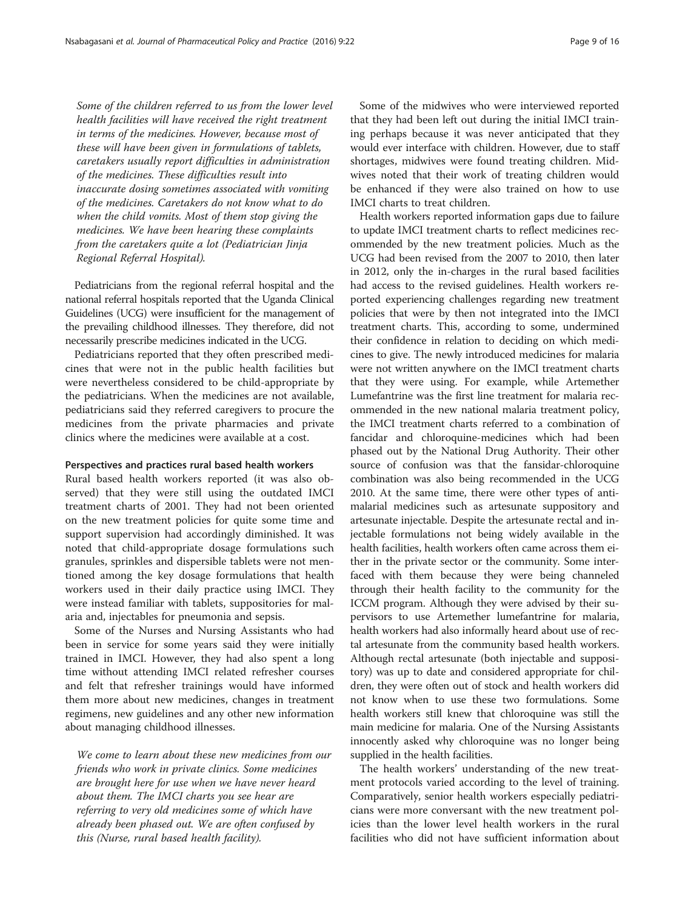*Some of the children referred to us from the lower level health facilities will have received the right treatment in terms of the medicines. However, because most of these will have been given in formulations of tablets, caretakers usually report difficulties in administration of the medicines. These difficulties result into inaccurate dosing sometimes associated with vomiting of the medicines. Caretakers do not know what to do when the child vomits. Most of them stop giving the medicines. We have been hearing these complaints from the caretakers quite a lot (Pediatrician Jinja Regional Referral Hospital).*

Pediatricians from the regional referral hospital and the national referral hospitals reported that the Uganda Clinical Guidelines (UCG) were insufficient for the management of the prevailing childhood illnesses. They therefore, did not necessarily prescribe medicines indicated in the UCG.

Pediatricians reported that they often prescribed medicines that were not in the public health facilities but were nevertheless considered to be child-appropriate by the pediatricians. When the medicines are not available, pediatricians said they referred caregivers to procure the medicines from the private pharmacies and private clinics where the medicines were available at a cost.

#### Perspectives and practices rural based health workers

Rural based health workers reported (it was also observed) that they were still using the outdated IMCI treatment charts of 2001. They had not been oriented on the new treatment policies for quite some time and support supervision had accordingly diminished. It was noted that child-appropriate dosage formulations such granules, sprinkles and dispersible tablets were not mentioned among the key dosage formulations that health workers used in their daily practice using IMCI. They were instead familiar with tablets, suppositories for malaria and, injectables for pneumonia and sepsis.

Some of the Nurses and Nursing Assistants who had been in service for some years said they were initially trained in IMCI. However, they had also spent a long time without attending IMCI related refresher courses and felt that refresher trainings would have informed them more about new medicines, changes in treatment regimens, new guidelines and any other new information about managing childhood illnesses.

*We come to learn about these new medicines from our friends who work in private clinics. Some medicines are brought here for use when we have never heard about them. The IMCI charts you see hear are referring to very old medicines some of which have already been phased out. We are often confused by this (Nurse, rural based health facility).*

Some of the midwives who were interviewed reported that they had been left out during the initial IMCI training perhaps because it was never anticipated that they would ever interface with children. However, due to staff shortages, midwives were found treating children. Midwives noted that their work of treating children would be enhanced if they were also trained on how to use IMCI charts to treat children.

Health workers reported information gaps due to failure to update IMCI treatment charts to reflect medicines recommended by the new treatment policies. Much as the UCG had been revised from the 2007 to 2010, then later in 2012, only the in-charges in the rural based facilities had access to the revised guidelines. Health workers reported experiencing challenges regarding new treatment policies that were by then not integrated into the IMCI treatment charts. This, according to some, undermined their confidence in relation to deciding on which medicines to give. The newly introduced medicines for malaria were not written anywhere on the IMCI treatment charts that they were using. For example, while Artemether Lumefantrine was the first line treatment for malaria recommended in the new national malaria treatment policy, the IMCI treatment charts referred to a combination of fancidar and chloroquine-medicines which had been phased out by the National Drug Authority. Their other source of confusion was that the fansidar-chloroquine combination was also being recommended in the UCG 2010. At the same time, there were other types of anti-malarial medicines such as artesunate suppository and artesunate injectable. Despite the artesunate rectal and injectable formulations not being widely available in the health facilities, health workers often came across them either in the private sector or the community. Some interfaced with them because they were being channeled through their health facility to the community for the ICCM program. Although they were advised by their supervisors to use Artemether lumefantrine for malaria, health workers had also informally heard about use of rectal artesunate from the community based health workers. Although rectal artesunate (both injectable and suppository) was up to date and considered appropriate for children, they were often out of stock and health workers did not know when to use these two formulations. Some health workers still knew that chloroquine was still the main medicine for malaria. One of the Nursing Assistants innocently asked why chloroquine was no longer being supplied in the health facilities.

The health workers' understanding of the new treatment protocols varied according to the level of training. Comparatively, senior health workers especially pediatricians were more conversant with the new treatment policies than the lower level health workers in the rural facilities who did not have sufficient information about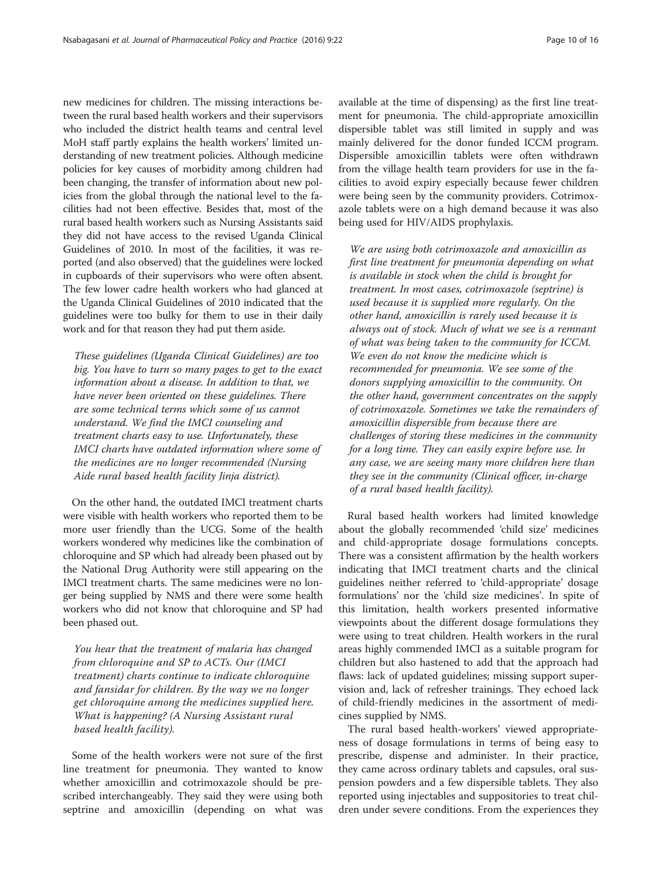new medicines for children. The missing interactions between the rural based health workers and their supervisors who included the district health teams and central level MoH staff partly explains the health workers' limited understanding of new treatment policies. Although medicine policies for key causes of morbidity among children had been changing, the transfer of information about new policies from the global through the national level to the facilities had not been effective. Besides that, most of the rural based health workers such as Nursing Assistants said they did not have access to the revised Uganda Clinical Guidelines of 2010. In most of the facilities, it was reported (and also observed) that the guidelines were locked in cupboards of their supervisors who were often absent. The few lower cadre health workers who had glanced at the Uganda Clinical Guidelines of 2010 indicated that the guidelines were too bulky for them to use in their daily work and for that reason they had put them aside.

> *These guidelines (Uganda Clinical Guidelines) are too big. You have to turn so many pages to get to the exact information about a disease. In addition to that, we have never been oriented on these guidelines. There are some technical terms which some of us cannot understand. We find the IMCI counseling and treatment charts easy to use. Unfortunately, these IMCI charts have outdated information where some of the medicines are no longer recommended (Nursing Aide rural based health facility Jinja district).*

On the other hand, the outdated IMCI treatment charts were visible with health workers who reported them to be more user friendly than the UCG. Some of the health workers wondered why medicines like the combination of chloroquine and SP which had already been phased out by the National Drug Authority were still appearing on the IMCI treatment charts. The same medicines were no longer being supplied by NMS and there were some health workers who did not know that chloroquine and SP had been phased out.

> *You hear that the treatment of malaria has changed from chloroquine and SP to ACTs. Our (IMCI treatment) charts continue to indicate chloroquine and fansidar for children. By the way we no longer get chloroquine among the medicines supplied here. What is happening? (A Nursing Assistant rural based health facility).*

Some of the health workers were not sure of the first line treatment for pneumonia. They wanted to know whether amoxicillin and cotrimoxazole should be prescribed interchangeably. They said they were using both septrine and amoxicillin (depending on what was available at the time of dispensing) as the first line treatment for pneumonia. The child-appropriate amoxicillin dispersible tablet was still limited in supply and was mainly delivered for the donor funded ICCM program. Dispersible amoxicillin tablets were often withdrawn from the village health team providers for use in the facilities to avoid expiry especially because fewer children were being seen by the community providers. Cotrimoxazole tablets were on a high demand because it was also being used for HIV/AIDS prophylaxis.

> *We are using both cotrimoxazole and amoxicillin as first line treatment for pneumonia depending on what is available in stock when the child is brought for treatment. In most cases, cotrimoxazole (septrine) is used because it is supplied more regularly. On the other hand, amoxicillin is rarely used because it is always out of stock. Much of what we see is a remnant of what was being taken to the community for ICCM. We even do not know the medicine which is recommended for pneumonia. We see some of the donors supplying amoxicillin to the community. On the other hand, government concentrates on the supply of cotrimoxazole. Sometimes we take the remainders of amoxicillin dispersible from because there are challenges of storing these medicines in the community for a long time. They can easily expire before use. In any case, we are seeing many more children here than they see in the community (Clinical officer, in-charge of a rural based health facility).*

Rural based health workers had limited knowledge about the globally recommended 'child size' medicines and child-appropriate dosage formulations concepts. There was a consistent affirmation by the health workers indicating that IMCI treatment charts and the clinical guidelines neither referred to 'child-appropriate' dosage formulations' nor the 'child size medicines'. In spite of this limitation, health workers presented informative viewpoints about the different dosage formulations they were using to treat children. Health workers in the rural areas highly commended IMCI as a suitable program for children but also hastened to add that the approach had flaws: lack of updated guidelines; missing support supervision and, lack of refresher trainings. They echoed lack of child-friendly medicines in the assortment of medicines supplied by NMS.

The rural based health-workers' viewed appropriateness of dosage formulations in terms of being easy to prescribe, dispense and administer. In their practice, they came across ordinary tablets and capsules, oral suspension powders and a few dispersible tablets. They also reported using injectables and suppositories to treat children under severe conditions. From the experiences they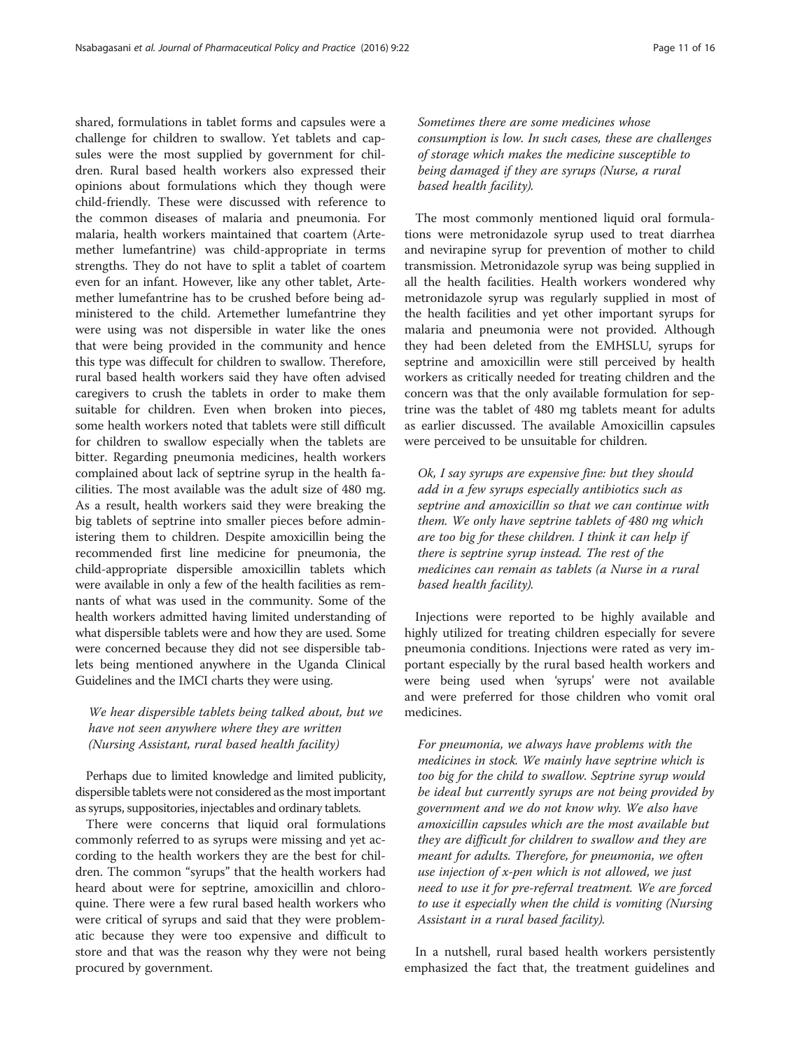shared, formulations in tablet forms and capsules were a challenge for children to swallow. Yet tablets and capsules were the most supplied by government for children. Rural based health workers also expressed their opinions about formulations which they though were child-friendly. These were discussed with reference to the common diseases of malaria and pneumonia. For malaria, health workers maintained that coartem (Artemether lumefantrine) was child-appropriate in terms strengths. They do not have to split a tablet of coartem even for an infant. However, like any other tablet, Artemether lumefantrine has to be crushed before being administered to the child. Artemether lumefantrine they were using was not dispersible in water like the ones that were being provided in the community and hence this type was diffecult for children to swallow. Therefore, rural based health workers said they have often advised caregivers to crush the tablets in order to make them suitable for children. Even when broken into pieces, some health workers noted that tablets were still difficult for children to swallow especially when the tablets are bitter. Regarding pneumonia medicines, health workers complained about lack of septrine syrup in the health facilities. The most available was the adult size of 480 mg. As a result, health workers said they were breaking the big tablets of septrine into smaller pieces before administering them to children. Despite amoxicillin being the recommended first line medicine for pneumonia, the child-appropriate dispersible amoxicillin tablets which were available in only a few of the health facilities as remnants of what was used in the community. Some of the health workers admitted having limited understanding of what dispersible tablets were and how they are used. Some were concerned because they did not see dispersible tablets being mentioned anywhere in the Uganda Clinical Guidelines and the IMCI charts they were using.

*We hear dispersible tablets being talked about, but we have not seen anywhere where they are written (Nursing Assistant, rural based health facility)*

Perhaps due to limited knowledge and limited publicity, dispersible tablets were not considered as the most important as syrups, suppositories, injectables and ordinary tablets.

There were concerns that liquid oral formulations commonly referred to as syrups were missing and yet according to the health workers they are the best for children. The common "syrups" that the health workers had heard about were for septrine, amoxicillin and chloroquine. There were a few rural based health workers who were critical of syrups and said that they were problematic because they were too expensive and difficult to store and that was the reason why they were not being procured by government.

*Sometimes there are some medicines whose consumption is low. In such cases, these are challenges of storage which makes the medicine susceptible to being damaged if they are syrups (Nurse, a rural based health facility).*

The most commonly mentioned liquid oral formulations were metronidazole syrup used to treat diarrhea and nevirapine syrup for prevention of mother to child transmission. Metronidazole syrup was being supplied in all the health facilities. Health workers wondered why metronidazole syrup was regularly supplied in most of the health facilities and yet other important syrups for malaria and pneumonia were not provided. Although they had been deleted from the EMHSLU, syrups for septrine and amoxicillin were still perceived by health workers as critically needed for treating children and the concern was that the only available formulation for septrine was the tablet of 480 mg tablets meant for adults as earlier discussed. The available Amoxicillin capsules were perceived to be unsuitable for children.

*Ok, I say syrups are expensive fine: but they should add in a few syrups especially antibiotics such as septrine and amoxicillin so that we can continue with them. We only have septrine tablets of 480 mg which are too big for these children. I think it can help if there is septrine syrup instead. The rest of the medicines can remain as tablets (a Nurse in a rural based health facility).*

Injections were reported to be highly available and highly utilized for treating children especially for severe pneumonia conditions. Injections were rated as very important especially by the rural based health workers and were being used when 'syrups' were not available and were preferred for those children who vomit oral medicines.

*For pneumonia, we always have problems with the medicines in stock. We mainly have septrine which is too big for the child to swallow. Septrine syrup would be ideal but currently syrups are not being provided by government and we do not know why. We also have amoxicillin capsules which are the most available but they are difficult for children to swallow and they are meant for adults. Therefore, for pneumonia, we often use injection of x-pen which is not allowed, we just need to use it for pre-referral treatment. We are forced to use it especially when the child is vomiting (Nursing Assistant in a rural based facility).*

In a nutshell, rural based health workers persistently emphasized the fact that, the treatment guidelines and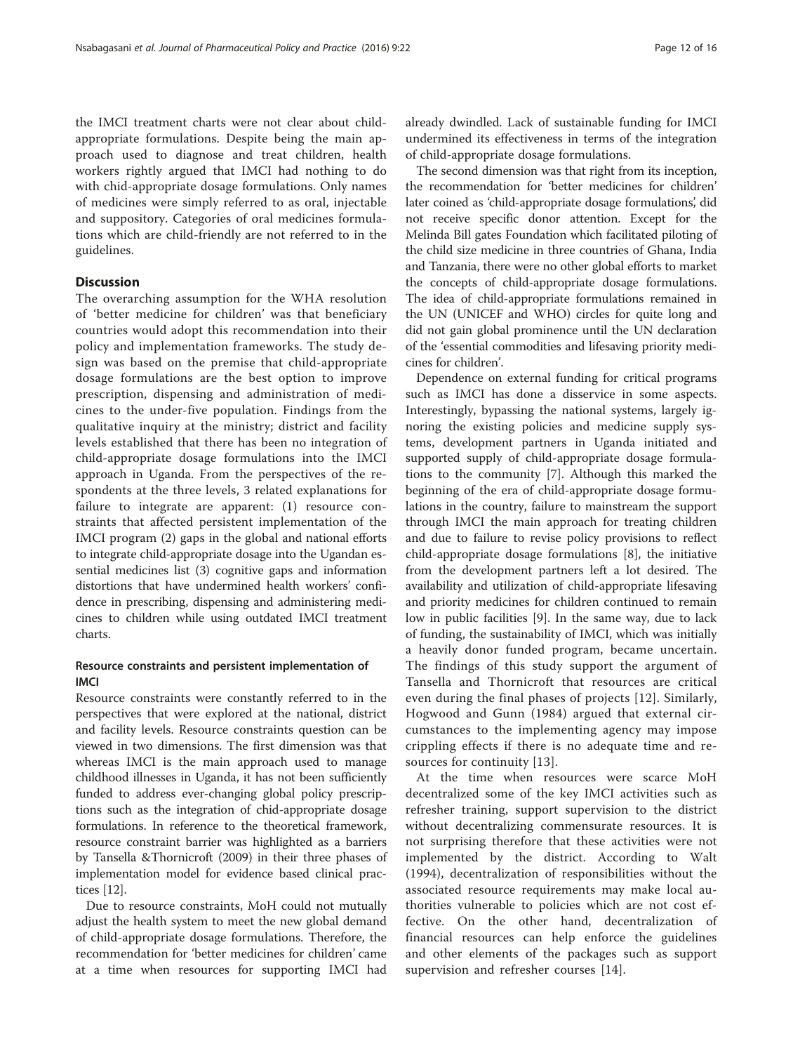the IMCI treatment charts were not clear about child-appropriate formulations. Despite being the main approach used to diagnose and treat children, health workers rightly argued that IMCI had nothing to do with chid-appropriate dosage formulations. Only names of medicines were simply referred to as oral, injectable and suppository. Categories of oral medicines formulations which are child-friendly are not referred to in the guidelines.

## Discussion

The overarching assumption for the WHA resolution of 'better medicine for children' was that beneficiary countries would adopt this recommendation into their policy and implementation frameworks. The study design was based on the premise that child-appropriate dosage formulations are the best option to improve prescription, dispensing and administration of medicines to the under-five population. Findings from the qualitative inquiry at the ministry; district and facility levels established that there has been no integration of child-appropriate dosage formulations into the IMCI approach in Uganda. From the perspectives of the respondents at the three levels, 3 related explanations for failure to integrate are apparent: (1) resource constraints that affected persistent implementation of the IMCI program (2) gaps in the global and national efforts to integrate child-appropriate dosage into the Ugandan essential medicines list (3) cognitive gaps and information distortions that have undermined health workers' confidence in prescribing, dispensing and administering medicines to children while using outdated IMCI treatment charts.

### Resource constraints and persistent implementation of IMCI

Resource constraints were constantly referred to in the perspectives that were explored at the national, district and facility levels. Resource constraints question can be viewed in two dimensions. The first dimension was that whereas IMCI is the main approach used to manage childhood illnesses in Uganda, it has not been sufficiently funded to address ever-changing global policy prescriptions such as the integration of chid-appropriate dosage formulations. In reference to the theoretical framework, resource constraint barrier was highlighted as a barriers by Tansella &Thornicroft (2009) in their three phases of implementation model for evidence based clinical practices [12].

Due to resource constraints, MoH could not mutually adjust the health system to meet the new global demand of child-appropriate dosage formulations. Therefore, the recommendation for 'better medicines for children' came at a time when resources for supporting IMCI had already dwindled. Lack of sustainable funding for IMCI undermined its effectiveness in terms of the integration of child-appropriate dosage formulations.

The second dimension was that right from its inception, the recommendation for 'better medicines for children' later coined as 'child-appropriate dosage formulations', did not receive specific donor attention. Except for the Melinda Bill gates Foundation which facilitated piloting of the child size medicine in three countries of Ghana, India and Tanzania, there were no other global efforts to market the concepts of child-appropriate dosage formulations. The idea of child-appropriate formulations remained in the UN (UNICEF and WHO) circles for quite long and did not gain global prominence until the UN declaration of the 'essential commodities and lifesaving priority medicines for children'.

Dependence on external funding for critical programs such as IMCI has done a disservice in some aspects. Interestingly, bypassing the national systems, largely ignoring the existing policies and medicine supply systems, development partners in Uganda initiated and supported supply of child-appropriate dosage formulations to the community [7]. Although this marked the beginning of the era of child-appropriate dosage formulations in the country, failure to mainstream the support through IMCI the main approach for treating children and due to failure to revise policy provisions to reflect child-appropriate dosage formulations [8], the initiative from the development partners left a lot desired. The availability and utilization of child-appropriate lifesaving and priority medicines for children continued to remain low in public facilities [9]. In the same way, due to lack of funding, the sustainability of IMCI, which was initially a heavily donor funded program, became uncertain. The findings of this study support the argument of Tansella and Thornicroft that resources are critical even during the final phases of projects [12]. Similarly, Hogwood and Gunn (1984) argued that external circumstances to the implementing agency may impose crippling effects if there is no adequate time and resources for continuity [13].

At the time when resources were scarce MoH decentralized some of the key IMCI activities such as refresher training, support supervision to the district without decentralizing commensurate resources. It is not surprising therefore that these activities were not implemented by the district. According to Walt (1994), decentralization of responsibilities without the associated resource requirements may make local authorities vulnerable to policies which are not cost effective. On the other hand, decentralization of financial resources can help enforce the guidelines and other elements of the packages such as support supervision and refresher courses [14].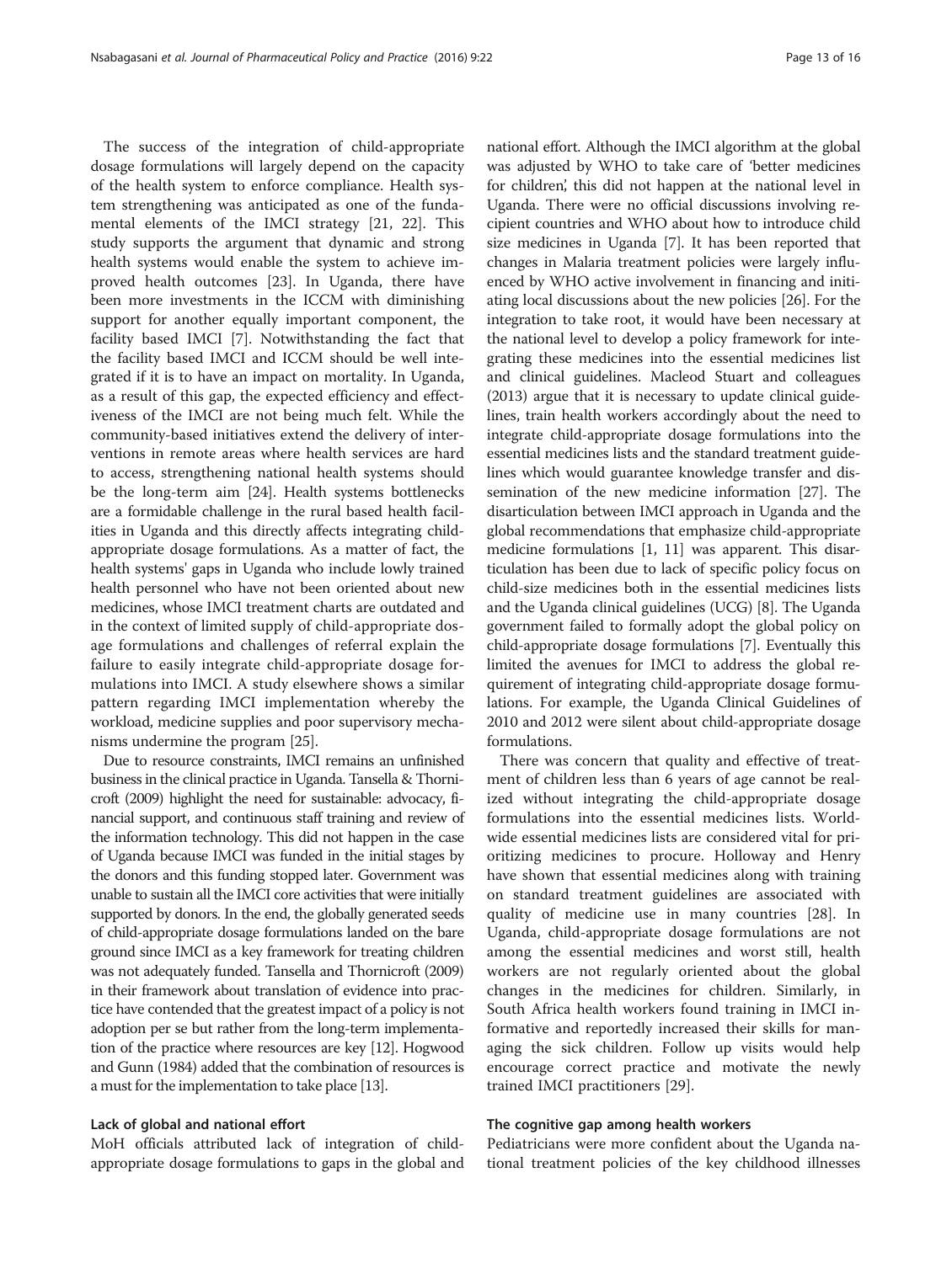The success of the integration of child-appropriate dosage formulations will largely depend on the capacity of the health system to enforce compliance. Health system strengthening was anticipated as one of the fundamental elements of the IMCI strategy [21, 22]. This study supports the argument that dynamic and strong health systems would enable the system to achieve improved health outcomes [23]. In Uganda, there have been more investments in the ICCM with diminishing support for another equally important component, the facility based IMCI [7]. Notwithstanding the fact that the facility based IMCI and ICCM should be well integrated if it is to have an impact on mortality. In Uganda, as a result of this gap, the expected efficiency and effectiveness of the IMCI are not being much felt. While the community-based initiatives extend the delivery of interventions in remote areas where health services are hard to access, strengthening national health systems should be the long-term aim [24]. Health systems bottlenecks are a formidable challenge in the rural based health facilities in Uganda and this directly affects integrating child-appropriate dosage formulations. As a matter of fact, the health systems' gaps in Uganda who include lowly trained health personnel who have not been oriented about new medicines, whose IMCI treatment charts are outdated and in the context of limited supply of child-appropriate dosage formulations and challenges of referral explain the failure to easily integrate child-appropriate dosage formulations into IMCI. A study elsewhere shows a similar pattern regarding IMCI implementation whereby the workload, medicine supplies and poor supervisory mechanisms undermine the program [25].

Due to resource constraints, IMCI remains an unfinished business in the clinical practice in Uganda. Tansella & Thornicroft (2009) highlight the need for sustainable: advocacy, financial support, and continuous staff training and review of the information technology. This did not happen in the case of Uganda because IMCI was funded in the initial stages by the donors and this funding stopped later. Government was unable to sustain all the IMCI core activities that were initially supported by donors. In the end, the globally generated seeds of child-appropriate dosage formulations landed on the bare ground since IMCI as a key framework for treating children was not adequately funded. Tansella and Thornicroft (2009) in their framework about translation of evidence into practice have contended that the greatest impact of a policy is not adoption per se but rather from the long-term implementation of the practice where resources are key [12]. Hogwood and Gunn (1984) added that the combination of resources is a must for the implementation to take place [13].

### Lack of global and national effort

MoH officials attributed lack of integration of child-appropriate dosage formulations to gaps in the global and national effort. Although the IMCI algorithm at the global was adjusted by WHO to take care of 'better medicines for children', this did not happen at the national level in Uganda. There were no official discussions involving recipient countries and WHO about how to introduce child size medicines in Uganda [7]. It has been reported that changes in Malaria treatment policies were largely influenced by WHO active involvement in financing and initiating local discussions about the new policies [26]. For the integration to take root, it would have been necessary at the national level to develop a policy framework for integrating these medicines into the essential medicines list and clinical guidelines. Macleod Stuart and colleagues (2013) argue that it is necessary to update clinical guidelines, train health workers accordingly about the need to integrate child-appropriate dosage formulations into the essential medicines lists and the standard treatment guidelines which would guarantee knowledge transfer and dissemination of the new medicine information [27]. The disarticulation between IMCI approach in Uganda and the global recommendations that emphasize child-appropriate medicine formulations [1, 11] was apparent. This disarticulation has been due to lack of specific policy focus on child-size medicines both in the essential medicines lists and the Uganda clinical guidelines (UCG) [8]. The Uganda government failed to formally adopt the global policy on child-appropriate dosage formulations [7]. Eventually this limited the avenues for IMCI to address the global requirement of integrating child-appropriate dosage formulations. For example, the Uganda Clinical Guidelines of 2010 and 2012 were silent about child-appropriate dosage formulations.

There was concern that quality and effective of treatment of children less than 6 years of age cannot be realized without integrating the child-appropriate dosage formulations into the essential medicines lists. Worldwide essential medicines lists are considered vital for prioritizing medicines to procure. Holloway and Henry have shown that essential medicines along with training on standard treatment guidelines are associated with quality of medicine use in many countries [28]. In Uganda, child-appropriate dosage formulations are not among the essential medicines and worst still, health workers are not regularly oriented about the global changes in the medicines for children. Similarly, in South Africa health workers found training in IMCI informative and reportedly increased their skills for managing the sick children. Follow up visits would help encourage correct practice and motivate the newly trained IMCI practitioners [29].

### The cognitive gap among health workers

Pediatricians were more confident about the Uganda national treatment policies of the key childhood illnesses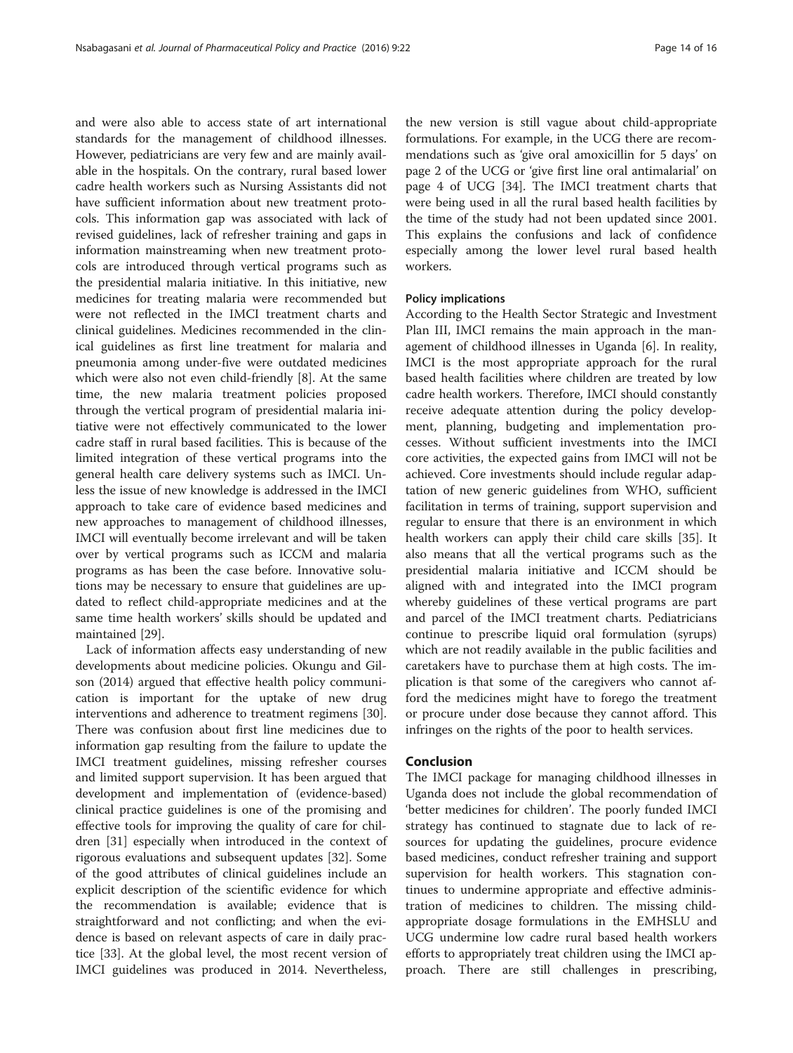and were also able to access state of art international standards for the management of childhood illnesses. However, pediatricians are very few and are mainly available in the hospitals. On the contrary, rural based lower cadre health workers such as Nursing Assistants did not have sufficient information about new treatment protocols. This information gap was associated with lack of revised guidelines, lack of refresher training and gaps in information mainstreaming when new treatment protocols are introduced through vertical programs such as the presidential malaria initiative. In this initiative, new medicines for treating malaria were recommended but were not reflected in the IMCI treatment charts and clinical guidelines. Medicines recommended in the clinical guidelines as first line treatment for malaria and pneumonia among under-five were outdated medicines which were also not even child-friendly [8]. At the same time, the new malaria treatment policies proposed through the vertical program of presidential malaria initiative were not effectively communicated to the lower cadre staff in rural based facilities. This is because of the limited integration of these vertical programs into the general health care delivery systems such as IMCI. Unless the issue of new knowledge is addressed in the IMCI approach to take care of evidence based medicines and new approaches to management of childhood illnesses, IMCI will eventually become irrelevant and will be taken over by vertical programs such as ICCM and malaria programs as has been the case before. Innovative solutions may be necessary to ensure that guidelines are updated to reflect child-appropriate medicines and at the same time health workers' skills should be updated and maintained [29].

Lack of information affects easy understanding of new developments about medicine policies. Okungu and Gilson (2014) argued that effective health policy communication is important for the uptake of new drug interventions and adherence to treatment regimens [30]. There was confusion about first line medicines due to information gap resulting from the failure to update the IMCI treatment guidelines, missing refresher courses and limited support supervision. It has been argued that development and implementation of (evidence-based) clinical practice guidelines is one of the promising and effective tools for improving the quality of care for children [31] especially when introduced in the context of rigorous evaluations and subsequent updates [32]. Some of the good attributes of clinical guidelines include an explicit description of the scientific evidence for which the recommendation is available; evidence that is straightforward and not conflicting; and when the evidence is based on relevant aspects of care in daily practice [33]. At the global level, the most recent version of IMCI guidelines was produced in 2014. Nevertheless, the new version is still vague about child-appropriate formulations. For example, in the UCG there are recommendations such as 'give oral amoxicillin for 5 days' on page 2 of the UCG or 'give first line oral antimalarial' on page 4 of UCG [34]. The IMCI treatment charts that were being used in all the rural based health facilities by the time of the study had not been updated since 2001. This explains the confusions and lack of confidence especially among the lower level rural based health workers.

### Policy implications

According to the Health Sector Strategic and Investment Plan III, IMCI remains the main approach in the management of childhood illnesses in Uganda [6]. In reality, IMCI is the most appropriate approach for the rural based health facilities where children are treated by low cadre health workers. Therefore, IMCI should constantly receive adequate attention during the policy development, planning, budgeting and implementation processes. Without sufficient investments into the IMCI core activities, the expected gains from IMCI will not be achieved. Core investments should include regular adaptation of new generic guidelines from WHO, sufficient facilitation in terms of training, support supervision and regular to ensure that there is an environment in which health workers can apply their child care skills [35]. It also means that all the vertical programs such as the presidential malaria initiative and ICCM should be aligned with and integrated into the IMCI program whereby guidelines of these vertical programs are part and parcel of the IMCI treatment charts. Pediatricians continue to prescribe liquid oral formulation (syrups) which are not readily available in the public facilities and caretakers have to purchase them at high costs. The implication is that some of the caregivers who cannot afford the medicines might have to forego the treatment or procure under dose because they cannot afford. This infringes on the rights of the poor to health services.

## Conclusion

The IMCI package for managing childhood illnesses in Uganda does not include the global recommendation of 'better medicines for children'. The poorly funded IMCI strategy has continued to stagnate due to lack of resources for updating the guidelines, procure evidence based medicines, conduct refresher training and support supervision for health workers. This stagnation continues to undermine appropriate and effective administration of medicines to children. The missing child-appropriate dosage formulations in the EMHSLU and UCG undermine low cadre rural based health workers efforts to appropriately treat children using the IMCI approach. There are still challenges in prescribing,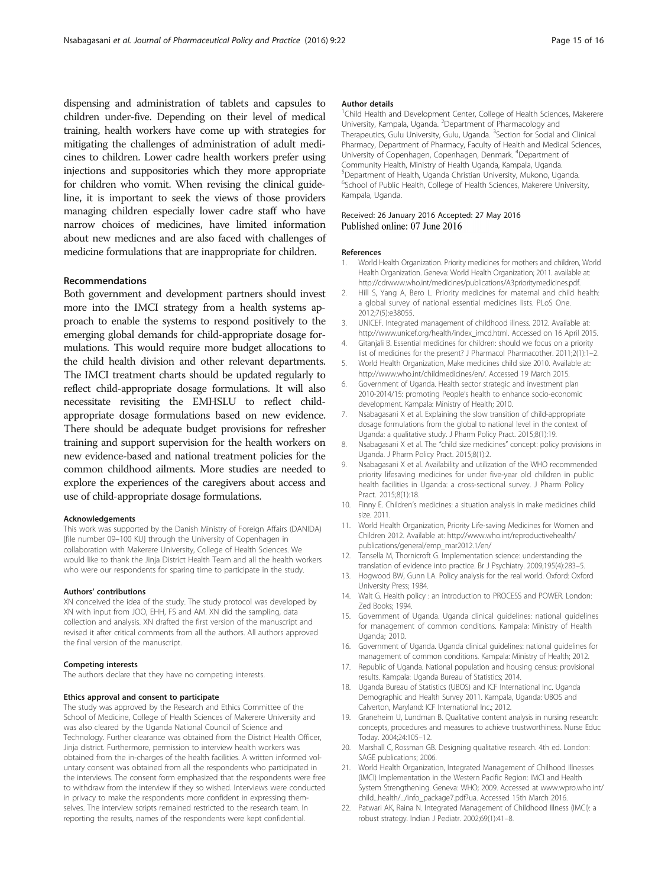dispensing and administration of tablets and capsules to children under-five. Depending on their level of medical training, health workers have come up with strategies for mitigating the challenges of administration of adult medicines to children. Lower cadre health workers prefer using injections and suppositories which they more appropriate for children who vomit. When revising the clinical guideline, it is important to seek the views of those providers managing children especially lower cadre staff who have narrow choices of medicines, have limited information about new medicnes and are also faced with challenges of medicine formulations that are inappropriate for children.

## Recommendations

Both government and development partners should invest more into the IMCI strategy from a health systems approach to enable the systems to respond positively to the emerging global demands for child-appropriate dosage formulations. This would require more budget allocations to the child health division and other relevant departments. The IMCI treatment charts should be updated regularly to reflect child-appropriate dosage formulations. It will also necessitate revisiting the EMHSLU to reflect child-appropriate dosage formulations based on new evidence. There should be adequate budget provisions for refresher training and support supervision for the health workers on new evidence-based and national treatment policies for the common childhood ailments. More studies are needed to explore the experiences of the caregivers about access and use of child-appropriate dosage formulations.

### Acknowledgements

This work was supported by the Danish Ministry of Foreign Affairs (DANIDA) [file number 09–100 KU] through the University of Copenhagen in collaboration with Makerere University, College of Health Sciences. We would like to thank the Jinja District Health Team and all the health workers who were our respondents for sparing time to participate in the study.

### Authors' contributions

XN conceived the idea of the study. The study protocol was developed by XN with input from JOO, EHH, FS and AM. XN did the sampling, data collection and analysis. XN drafted the first version of the manuscript and revised it after critical comments from all the authors. All authors approved the final version of the manuscript.

### Competing interests

The authors declare that they have no competing interests.

### Ethics approval and consent to participate

The study was approved by the Research and Ethics Committee of the School of Medicine, College of Health Sciences of Makerere University and was also cleared by the Uganda National Council of Science and Technology. Further clearance was obtained from the District Health Officer, Jinja district. Furthermore, permission to interview health workers was obtained from the in-charges of the health facilities. A written informed voluntary consent was obtained from all the respondents who participated in the interviews. The consent form emphasized that the respondents were free to withdraw from the interview if they so wished. Interviews were conducted in privacy to make the respondents more confident in expressing themselves. The interview scripts remained restricted to the research team. In reporting the results, names of the respondents were kept confidential.

### Author details

[1]Child Health and Development Center, College of Health Sciences, Makerere University, Kampala, Uganda. [2]Department of Pharmacology and Therapeutics, Gulu University, Gulu, Uganda. [3]Section for Social and Clinical Pharmacy, Department of Pharmacy, Faculty of Health and Medical Sciences, University of Copenhagen, Copenhagen, Denmark. [4]Department of Community Health, Ministry of Health Uganda, Kampala, Uganda. [5]Department of Health, Uganda Christian University, Mukono, Uganda. [6]School of Public Health, College of Health Sciences, Makerere University, Kampala, Uganda.

Received: 26 January 2016 Accepted: 27 May 2016
Published online: 07 June 2016

### References

1. World Health Organization. Priority medicines for mothers and children, World Health Organization. Geneva: World Health Organization; 2011. available at: http://cdrwww.who.int/medicines/publications/A3prioritymedicines.pdf.
2. Hill S, Yang A, Bero L. Priority medicines for maternal and child health: a global survey of national essential medicines lists. PLoS One. 2012;7(5):e38055.
3. UNICEF. Integrated management of childhood illness. 2012. Available at: http://www.unicef.org/health/index_imcd.html. Accessed on 16 April 2015.
4. Gitanjali B. Essential medicines for children: should we focus on a priority list of medicines for the present? J Pharmacol Pharmacother. 2011;2(1):1–2.
5. World Health Organization, Make medicines child size 2010. Available at: http://www.who.int/childmedicines/en/. Accessed 19 March 2015.
6. Government of Uganda. Health sector strategic and investment plan 2010-2014/15: promoting People's health to enhance socio-economic development. Kampala: Ministry of Health; 2010.
7. Nsabagasani X et al. Explaining the slow transition of child-appropriate dosage formulations from the global to national level in the context of Uganda: a qualitative study. J Pharm Policy Pract. 2015;8(1):19.
8. Nsabagasani X et al. The "child size medicines" concept: policy provisions in Uganda. J Pharm Policy Pract. 2015;8(1):2.
9. Nsabagasani X et al. Availability and utilization of the WHO recommended priority lifesaving medicines for under five-year old children in public health facilities in Uganda: a cross-sectional survey. J Pharm Policy Pract. 2015;8(1):18.
10. Finny E. Children's medicines: a situation analysis in make medicines child size. 2011.
11. World Health Organization, Priority Life-saving Medicines for Women and Children 2012. Available at: http://www.who.int/reproductivehealth/publications/general/emp_mar2012.1/en/
12. Tansella M, Thornicroft G. Implementation science: understanding the translation of evidence into practice. Br J Psychiatry. 2009;195(4):283–5.
13. Hogwood BW, Gunn LA. Policy analysis for the real world. Oxford: Oxford University Press; 1984.
14. Walt G. Health policy : an introduction to PROCESS and POWER. London: Zed Books; 1994.
15. Government of Uganda. Uganda clinical guidelines: national guidelines for management of common conditions. Kampala: Ministry of Health Uganda; 2010.
16. Government of Uganda. Uganda clinical guidelines: national guidelines for management of common conditions. Kampala: Ministry of Health; 2012.
17. Republic of Uganda. National population and housing census: provisional results. Kampala: Uganda Bureau of Statistics; 2014.
18. Uganda Bureau of Statistics (UBOS) and ICF International Inc. Uganda Demographic and Health Survey 2011. Kampala, Uganda: UBOS and Calverton, Maryland: ICF International Inc.; 2012.
19. Graneheim U, Lundman B. Qualitative content analysis in nursing research: concepts, procedures and measures to achieve trustworthiness. Nurse Educ Today. 2004;24:105–12.
20. Marshall C, Rossman GB. Designing qualitative research. 4th ed. London: SAGE publications; 2006.
21. World Health Organization, Integrated Management of Chilhood Illnesses (IMCI) Implementation in the Western Pacific Region: IMCI and Health System Strengthening. Geneva: WHO; 2009. Accessed at www.wpro.who.int/child...health/.../info_package7.pdf?ua. Accessed 15th March 2016.
22. Patwari AK, Raina N. Integrated Management of Childhood Illness (IMCI): a robust strategy. Indian J Pediatr. 2002;69(1):41–8.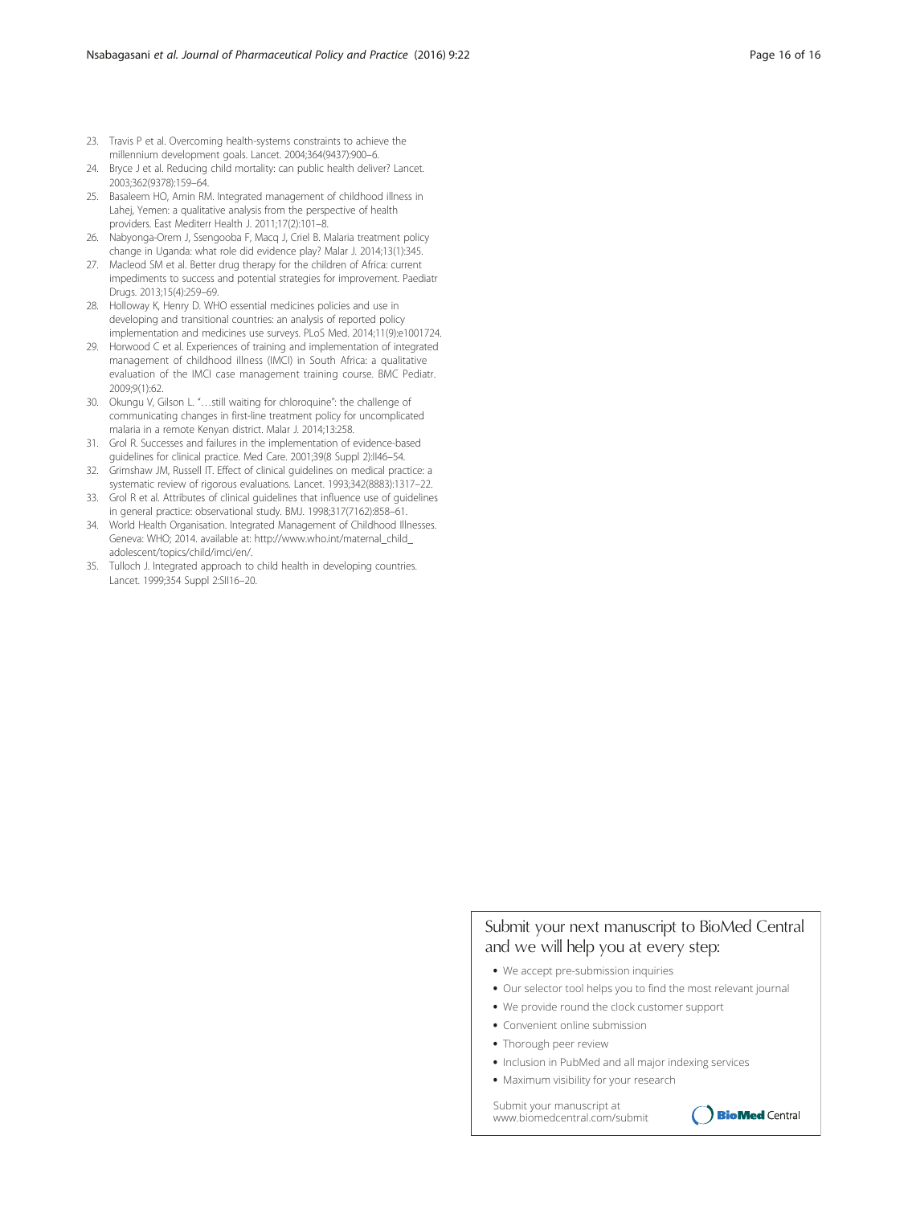23. Travis P et al. Overcoming health-systems constraints to achieve the millennium development goals. Lancet. 2004;364(9437):900–6.
24. Bryce J et al. Reducing child mortality: can public health deliver? Lancet. 2003;362(9378):159–64.
25. Basaleem HO, Amin RM. Integrated management of childhood illness in Lahej, Yemen: a qualitative analysis from the perspective of health providers. East Mediterr Health J. 2011;17(2):101–8.
26. Nabyonga-Orem J, Ssengooba F, Macq J, Criel B. Malaria treatment policy change in Uganda: what role did evidence play? Malar J. 2014;13(1):345.
27. Macleod SM et al. Better drug therapy for the children of Africa: current impediments to success and potential strategies for improvement. Paediatr Drugs. 2013;15(4):259–69.
28. Holloway K, Henry D. WHO essential medicines policies and use in developing and transitional countries: an analysis of reported policy implementation and medicines use surveys. PLoS Med. 2014;11(9):e1001724.
29. Horwood C et al. Experiences of training and implementation of integrated management of childhood illness (IMCI) in South Africa: a qualitative evaluation of the IMCI case management training course. BMC Pediatr. 2009;9(1):62.
30. Okungu V, Gilson L. "…still waiting for chloroquine": the challenge of communicating changes in first-line treatment policy for uncomplicated malaria in a remote Kenyan district. Malar J. 2014;13:258.
31. Grol R. Successes and failures in the implementation of evidence-based guidelines for clinical practice. Med Care. 2001;39(8 Suppl 2):II46–54.
32. Grimshaw JM, Russell IT. Effect of clinical guidelines on medical practice: a systematic review of rigorous evaluations. Lancet. 1993;342(8883):1317–22.
33. Grol R et al. Attributes of clinical guidelines that influence use of guidelines in general practice: observational study. BMJ. 1998;317(7162):858–61.
34. World Health Organisation. Integrated Management of Childhood Illnesses. Geneva: WHO; 2014. available at: http://www.who.int/maternal_child_adolescent/topics/child/imci/en/.
35. Tulloch J. Integrated approach to child health in developing countries. Lancet. 1999;354 Suppl 2:SII16–20.

Submit your next manuscript to BioMed Central and we will help you at every step:

- We accept pre-submission inquiries
- Our selector tool helps you to find the most relevant journal
- We provide round the clock customer support
- Convenient online submission
- Thorough peer review
- Inclusion in PubMed and all major indexing services
- Maximum visibility for your research

Submit your manuscript at www.biomedcentral.com/submit

BioMed Central